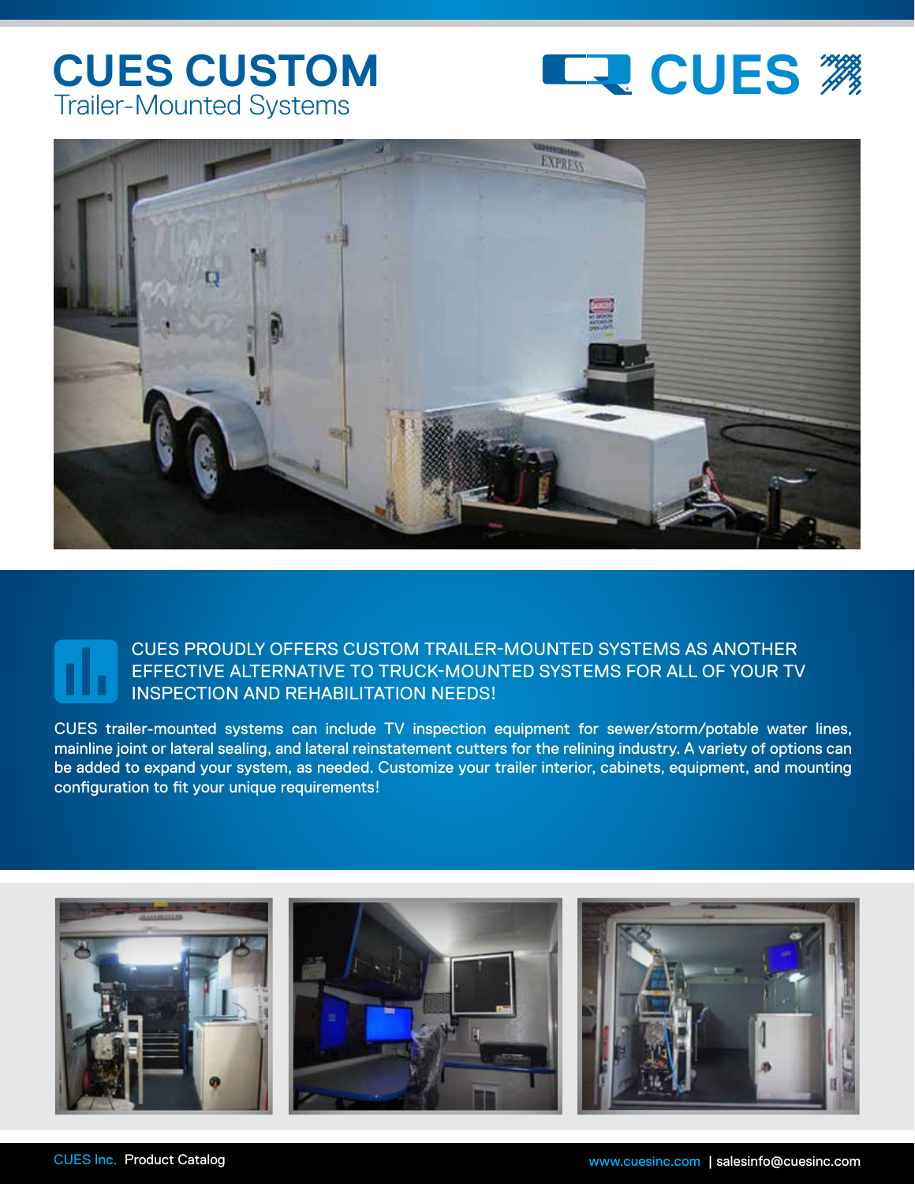# CUES CUSTOM
## Trailer-Mounted Systems

CUES PROUDLY OFFERS CUSTOM TRAILER-MOUNTED SYSTEMS AS ANOTHER EFFECTIVE ALTERNATIVE TO TRUCK-MOUNTED SYSTEMS FOR ALL OF YOUR TV INSPECTION AND REHABILITATION NEEDS!

CUES trailer-mounted systems can include TV inspection equipment for sewer/storm/potable water lines, mainline joint or lateral sealing, and lateral reinstatement cutters for the relining industry. A variety of options can be added to expand your system, as needed. Customize your trailer interior, cabinets, equipment, and mounting configuration to fit your unique requirements!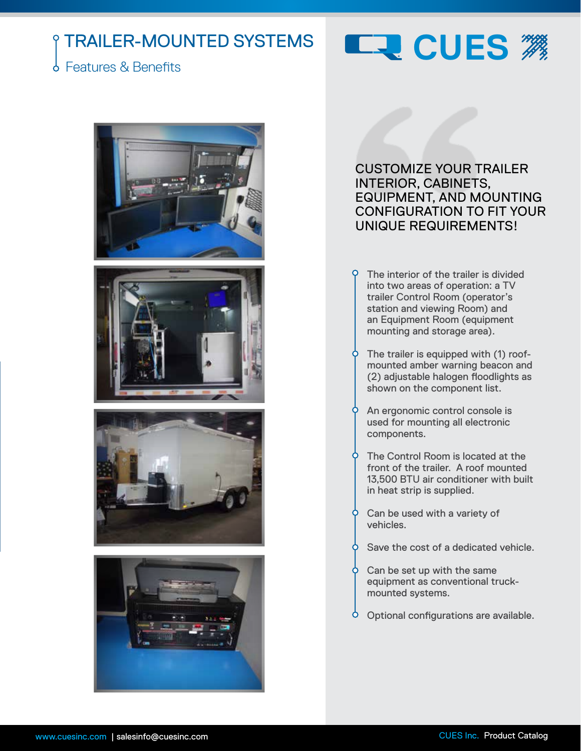# TRAILER-MOUNTED SYSTEMS

## Features & Benefits

CUES

CUSTOMIZE YOUR TRAILER INTERIOR, CABINETS, EQUIPMENT, AND MOUNTING CONFIGURATION TO FIT YOUR UNIQUE REQUIREMENTS!

- The interior of the trailer is divided into two areas of operation: a TV trailer Control Room (operator's station and viewing Room) and an Equipment Room (equipment mounting and storage area).
- The trailer is equipped with (1) roof-mounted amber warning beacon and (2) adjustable halogen floodlights as shown on the component list.
- An ergonomic control console is used for mounting all electronic components.
- The Control Room is located at the front of the trailer. A roof mounted 13,500 BTU air conditioner with built in heat strip is supplied.
- Can be used with a variety of vehicles.
- Save the cost of a dedicated vehicle.
- Can be set up with the same equipment as conventional truck-mounted systems.
- Optional configurations are available.

www.cuesinc.com | salesinfo@cuesinc.com

CUES Inc. Product Catalog